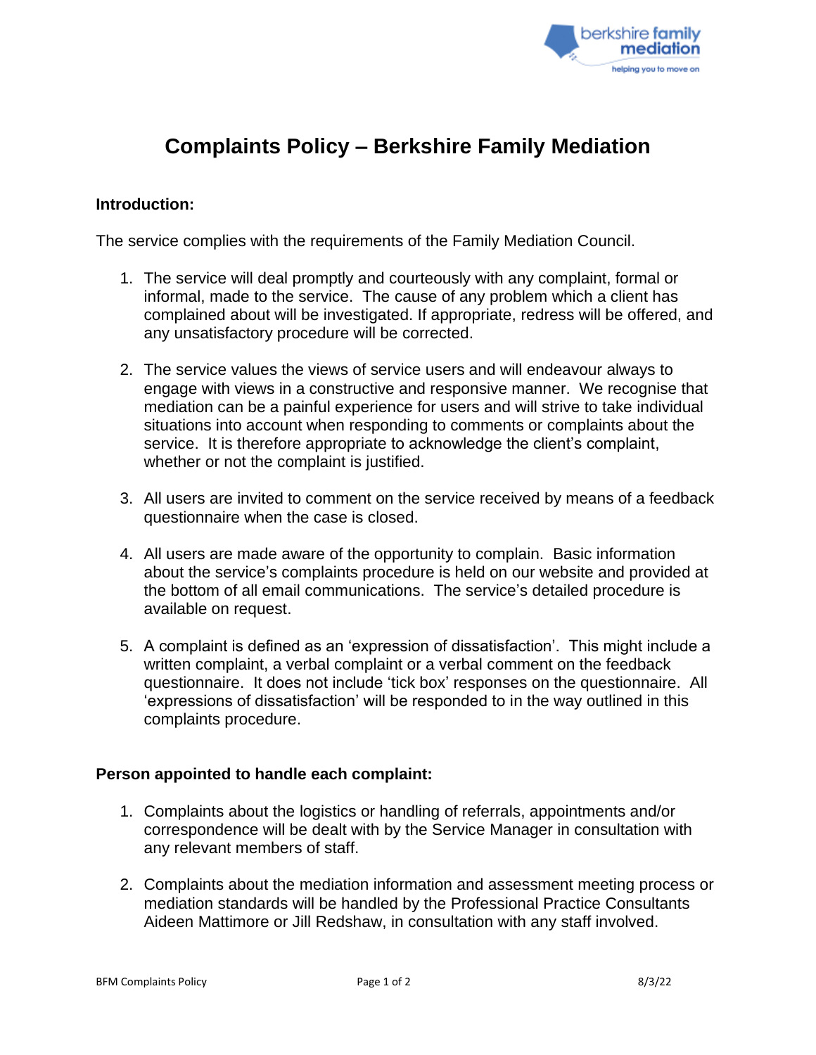# Complaints Policy – Berkshire Family Mediation

**Introduction:**

The service complies with the requirements of the Family Mediation Council.

1. The service will deal promptly and courteously with any complaint, formal or informal, made to the service. The cause of any problem which a client has complained about will be investigated. If appropriate, redress will be offered, and any unsatisfactory procedure will be corrected.

2. The service values the views of service users and will endeavour always to engage with views in a constructive and responsive manner. We recognise that mediation can be a painful experience for users and will strive to take individual situations into account when responding to comments or complaints about the service. It is therefore appropriate to acknowledge the client's complaint, whether or not the complaint is justified.

3. All users are invited to comment on the service received by means of a feedback questionnaire when the case is closed.

4. All users are made aware of the opportunity to complain. Basic information about the service's complaints procedure is held on our website and provided at the bottom of all email communications. The service's detailed procedure is available on request.

5. A complaint is defined as an 'expression of dissatisfaction'. This might include a written complaint, a verbal complaint or a verbal comment on the feedback questionnaire. It does not include 'tick box' responses on the questionnaire. All 'expressions of dissatisfaction' will be responded to in the way outlined in this complaints procedure.

**Person appointed to handle each complaint:**

1. Complaints about the logistics or handling of referrals, appointments and/or correspondence will be dealt with by the Service Manager in consultation with any relevant members of staff.

2. Complaints about the mediation information and assessment meeting process or mediation standards will be handled by the Professional Practice Consultants Aideen Mattimore or Jill Redshaw, in consultation with any staff involved.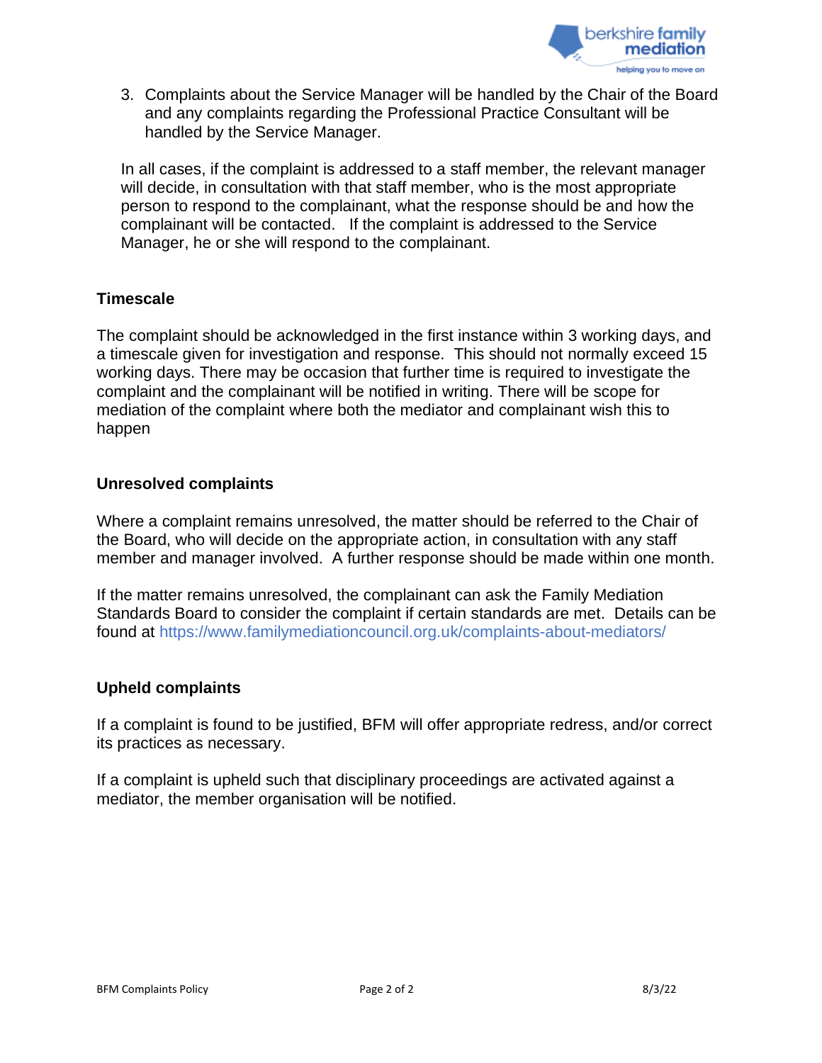3. Complaints about the Service Manager will be handled by the Chair of the Board and any complaints regarding the Professional Practice Consultant will be handled by the Service Manager.

In all cases, if the complaint is addressed to a staff member, the relevant manager will decide, in consultation with that staff member, who is the most appropriate person to respond to the complainant, what the response should be and how the complainant will be contacted. If the complaint is addressed to the Service Manager, he or she will respond to the complainant.

**Timescale**

The complaint should be acknowledged in the first instance within 3 working days, and a timescale given for investigation and response. This should not normally exceed 15 working days. There may be occasion that further time is required to investigate the complaint and the complainant will be notified in writing. There will be scope for mediation of the complaint where both the mediator and complainant wish this to happen

**Unresolved complaints**

Where a complaint remains unresolved, the matter should be referred to the Chair of the Board, who will decide on the appropriate action, in consultation with any staff member and manager involved. A further response should be made within one month.

If the matter remains unresolved, the complainant can ask the Family Mediation Standards Board to consider the complaint if certain standards are met. Details can be found at https://www.familymediationcouncil.org.uk/complaints-about-mediators/

**Upheld complaints**

If a complaint is found to be justified, BFM will offer appropriate redress, and/or correct its practices as necessary.

If a complaint is upheld such that disciplinary proceedings are activated against a mediator, the member organisation will be notified.